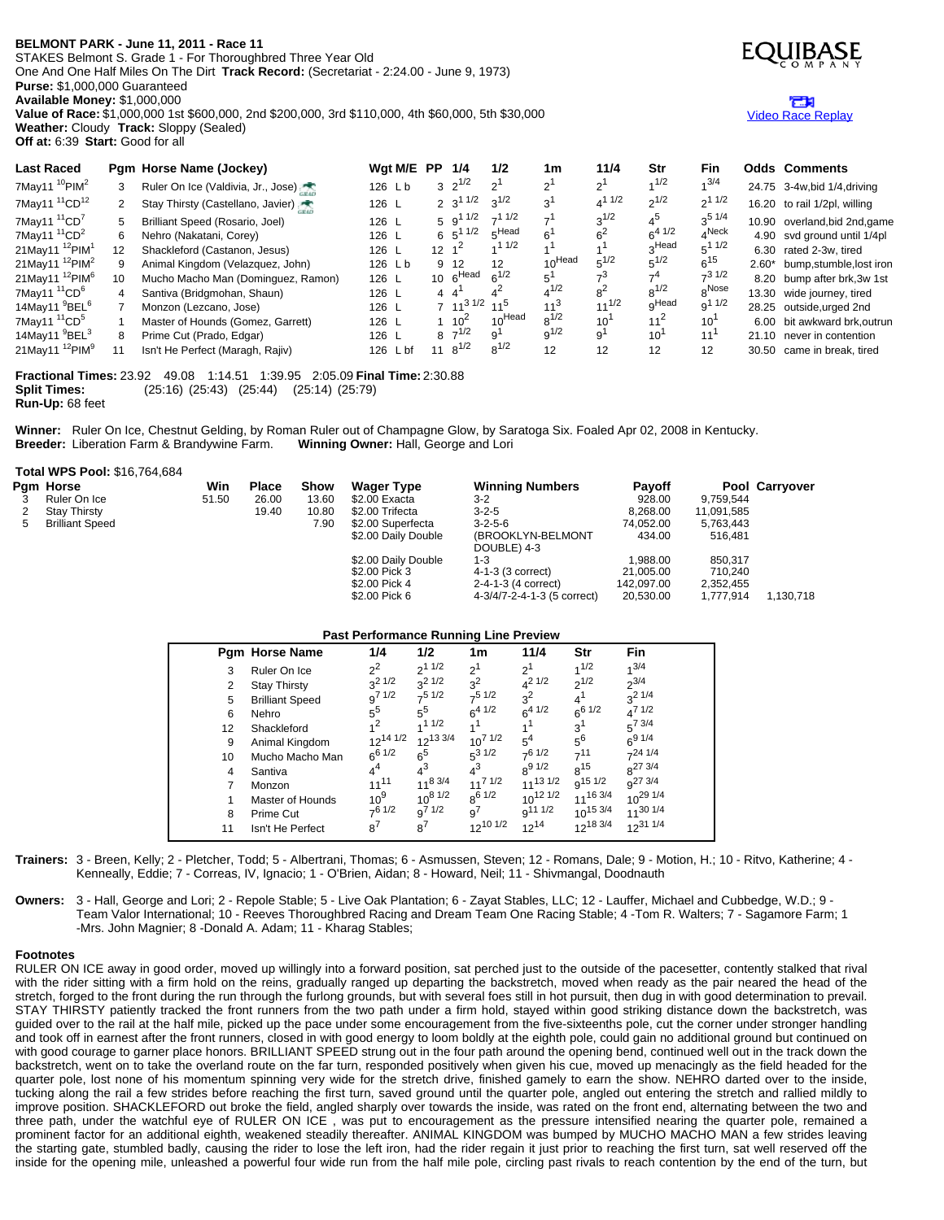**BELMONT PARK - June 11, 2011 - Race 11**
STAKES Belmont S. Grade 1 - For Thoroughbred Three Year Old
One And One Half Miles On The Dirt **Track Record:** (Secretariat - 2:24.00 - June 9, 1973)
**Purse:** $1,000,000 Guaranteed
**Available Money:** $1,000,000
**Value of Race:** $1,000,000 1st $600,000, 2nd $200,000, 3rd $110,000, 4th $60,000, 5th $30,000
**Weather:** Cloudy **Track:** Sloppy (Sealed)
**Off at:** 6:39 **Start:** Good for all

EQUIBASE COMPANY

Video Race Replay

| Last Raced | Pgm | Horse Name (Jockey) | Wgt M/E | PP | 1/4 | 1/2 | 1m | 11/4 | Str | Fin | Odds | Comments |
|---|---|---|---|---|---|---|---|---|---|---|---|---|
| 7May11 10PIM2 | 3 | Ruler On Ice (Valdivia, Jr., Jose) | 126 L b | 3 | 2 1/2 | 2 1 | 2 1 | 2 1 | 1 1/2 | 1 3/4 | 24.75 | 3-4w,bid 1/4,driving |
| 7May11 11CD12 | 2 | Stay Thirsty (Castellano, Javier) | 126 L | 2 | 3 1 1/2 | 3 1/2 | 3 1 | 4 1 1/2 | 2 1/2 | 2 1 1/2 | 16.20 | to rail 1/2pl, willing |
| 7May11 11CD7 | 5 | Brilliant Speed (Rosario, Joel) | 126 L | 5 | 9 1 1/2 | 7 1 1/2 | 7 1 | 3 1/2 | 4 5 | 3 5 1/4 | 10.90 | overland,bid 2nd,game |
| 7May11 11CD2 | 6 | Nehro (Nakatani, Corey) | 126 L | 6 | 5 1 1/2 | 5 Head | 6 1 | 6 2 | 6 4 1/2 | 4 Neck | 4.90 | svd ground until 1/4pl |
| 21May11 12PIM1 | 12 | Shackleford (Castanon, Jesus) | 126 L | 12 | 1 2 | 1 1 1/2 | 1 1 | 1 1 | 3 Head | 5 1 1/2 | 6.30 | rated 2-3w, tired |
| 21May11 12PIM2 | 9 | Animal Kingdom (Velazquez, John) | 126 L b | 9 | 12 | 12 | 10 Head | 5 1/2 | 5 1/2 | 6 15 | 2.60* | bump,stumble,lost iron |
| 21May11 12PIM6 | 10 | Mucho Macho Man (Dominguez, Ramon) | 126 L | 10 | 6 Head | 6 1/2 | 5 1 | 7 3 | 7 4 | 7 3 1/2 | 8.20 | bump after brk,3w 1st |
| 7May11 11CD6 | 4 | Santiva (Bridgmohan, Shaun) | 126 L | 4 | 4 1 | 4 2 | 4 1/2 | 8 2 | 8 1/2 | 8 Nose | 13.30 | wide journey, tired |
| 14May11 9BEL6 | 7 | Monzon (Lezcano, Jose) | 126 L | 7 | 11 3 1/2 | 11 5 | 11 3 | 11 1/2 | 9 Head | 9 1 1/2 | 28.25 | outside,urged 2nd |
| 7May11 11CD5 | 1 | Master of Hounds (Gomez, Garrett) | 126 L | 1 | 10 2 | 10 Head | 8 1/2 | 10 1 | 11 2 | 10 1 | 6.00 | bit awkward brk,outrun |
| 14May11 9BEL3 | 8 | Prime Cut (Prado, Edgar) | 126 L | 8 | 7 1/2 | 9 1 | 9 1/2 | 9 1 | 10 1 | 11 1 | 21.10 | never in contention |
| 21May11 12PIM9 | 11 | Isn't He Perfect (Maragh, Rajiv) | 126 L bf | 11 | 8 1/2 | 8 1/2 | 12 | 12 | 12 | 12 | 30.50 | came in break, tired |

**Fractional Times:** 23.92 49.08 1:14.51 1:39.95 2:05.09 **Final Time:** 2:30.88
**Split Times:** (25:16) (25:43) (25:44) (25:14) (25:79)
**Run-Up:** 68 feet

**Winner:** Ruler On Ice, Chestnut Gelding, by Roman Ruler out of Champagne Glow, by Saratoga Six. Foaled Apr 02, 2008 in Kentucky.
**Breeder:** Liberation Farm & Brandywine Farm. **Winning Owner:** Hall, George and Lori

**Total WPS Pool:** $16,764,684

| Pgm | Horse | Win | Place | Show |
|---|---|---|---|---|
| 3 | Ruler On Ice | 51.50 | 26.00 | 13.60 |
| 2 | Stay Thirsty | | 19.40 | 10.80 |
| 5 | Brilliant Speed | | | 7.90 |

| Wager Type | Winning Numbers | Payoff | Pool | Carryover |
|---|---|---|---|---|
| $2.00 Exacta | 3-2 | 928.00 | 9,759,544 | |
| $2.00 Trifecta | 3-2-5 | 8,268.00 | 11,091,585 | |
| $2.00 Superfecta | 3-2-5-6 | 74,052.00 | 5,763,443 | |
| $2.00 Daily Double | (BROOKLYN-BELMONT DOUBLE) 4-3 | 434.00 | 516,481 | |
| $2.00 Daily Double | 1-3 | 1,988.00 | 850,317 | |
| $2.00 Pick 3 | 4-1-3 (3 correct) | 21,005.00 | 710,240 | |
| $2.00 Pick 4 | 2-4-1-3 (4 correct) | 142,097.00 | 2,352,455 | |
| $2.00 Pick 6 | 4-3/4/7-2-4-1-3 (5 correct) | 20,530.00 | 1,777,914 | 1,130,718 |

**Past Performance Running Line Preview**

| Pgm | Horse Name | 1/4 | 1/2 | 1m | 11/4 | Str | Fin |
|---|---|---|---|---|---|---|---|
| 3 | Ruler On Ice | 2 2 | 2 1 1/2 | 2 1 | 2 1 | 1 1/2 | 1 3/4 |
| 2 | Stay Thirsty | 3 2 1/2 | 3 2 1/2 | 3 2 | 4 2 1/2 | 2 1/2 | 2 3/4 |
| 5 | Brilliant Speed | 9 7 1/2 | 7 5 1/2 | 7 5 1/2 | 3 2 | 4 1 | 3 2 1/4 |
| 6 | Nehro | 5 5 | 5 5 | 6 4 1/2 | 6 4 1/2 | 6 6 1/2 | 4 7 1/2 |
| 12 | Shackleford | 1 2 | 1 1 1/2 | 1 1 | 1 1 | 3 1 | 5 7 3/4 |
| 9 | Animal Kingdom | 12 14 1/2 | 12 13 3/4 | 10 7 1/2 | 5 4 | 5 6 | 6 9 1/4 |
| 10 | Mucho Macho Man | 6 6 1/2 | 6 5 | 5 3 1/2 | 7 6 1/2 | 7 11 | 7 24 1/4 |
| 4 | Santiva | 4 4 | 4 3 | 4 3 | 8 9 1/2 | 8 15 | 8 27 3/4 |
| 7 | Monzon | 11 11 | 11 8 3/4 | 11 7 1/2 | 11 13 1/2 | 9 15 1/2 | 9 27 3/4 |
| 1 | Master of Hounds | 10 9 | 10 8 1/2 | 8 6 1/2 | 10 12 1/2 | 11 16 3/4 | 10 29 1/4 |
| 8 | Prime Cut | 7 6 1/2 | 9 7 1/2 | 9 7 | 9 11 1/2 | 10 15 3/4 | 11 30 1/4 |
| 11 | Isn't He Perfect | 8 7 | 8 7 | 12 10 1/2 | 12 14 | 12 18 3/4 | 12 31 1/4 |

**Trainers:** 3 - Breen, Kelly; 2 - Pletcher, Todd; 5 - Albertrani, Thomas; 6 - Asmussen, Steven; 12 - Romans, Dale; 9 - Motion, H.; 10 - Ritvo, Katherine; 4 - Kenneally, Eddie; 7 - Correas, IV, Ignacio; 1 - O'Brien, Aidan; 8 - Howard, Neil; 11 - Shivmangal, Doodnauth

**Owners:** 3 - Hall, George and Lori; 2 - Repole Stable; 5 - Live Oak Plantation; 6 - Zayat Stables, LLC; 12 - Lauffer, Michael and Cubbedge, W.D.; 9 - Team Valor International; 10 - Reeves Thoroughbred Racing and Dream Team One Racing Stable; 4 -Tom R. Walters; 7 - Sagamore Farm; 1 -Mrs. John Magnier; 8 -Donald A. Adam; 11 - Kharag Stables;

**Footnotes**

RULER ON ICE away in good order, moved up willingly into a forward position, sat perched just to the outside of the pacesetter, contently stalked that rival with the rider sitting with a firm hold on the reins, gradually ranged up departing the backstretch, moved when ready as the pair neared the head of the stretch, forged to the front during the run through the furlong grounds, but with several foes still in hot pursuit, then dug in with good determination to prevail. STAY THIRSTY patiently tracked the front runners from the two path under a firm hold, stayed within good striking distance down the backstretch, was guided over to the rail at the half mile, picked up the pace under some encouragement from the five-sixteenths pole, cut the corner under stronger handling and took off in earnest after the front runners, closed in with good energy to loom boldly at the eighth pole, could gain no additional ground but continued on with good courage to garner place honors. BRILLIANT SPEED strung out in the four path around the opening bend, continued well out in the track down the backstretch, went on to take the overland route on the far turn, responded positively when given his cue, moved up menacingly as the field headed for the quarter pole, lost none of his momentum spinning very wide for the stretch drive, finished gamely to earn the show. NEHRO darted over to the inside, tucking along the rail a few strides before reaching the first turn, saved ground until the quarter pole, angled out entering the stretch and rallied mildly to improve position. SHACKLEFORD out broke the field, angled sharply over towards the inside, was rated on the front end, alternating between the two and three path, under the watchful eye of RULER ON ICE , was put to encouragement as the pressure intensified nearing the quarter pole, remained a prominent factor for an additional eighth, weakened steadily thereafter. ANIMAL KINGDOM was bumped by MUCHO MACHO MAN a few strides leaving the starting gate, stumbled badly, causing the rider to lose the left iron, had the rider regain it just prior to reaching the first turn, sat well reserved off the inside for the opening mile, unleashed a powerful four wide run from the half mile pole, circling past rivals to reach contention by the end of the turn, but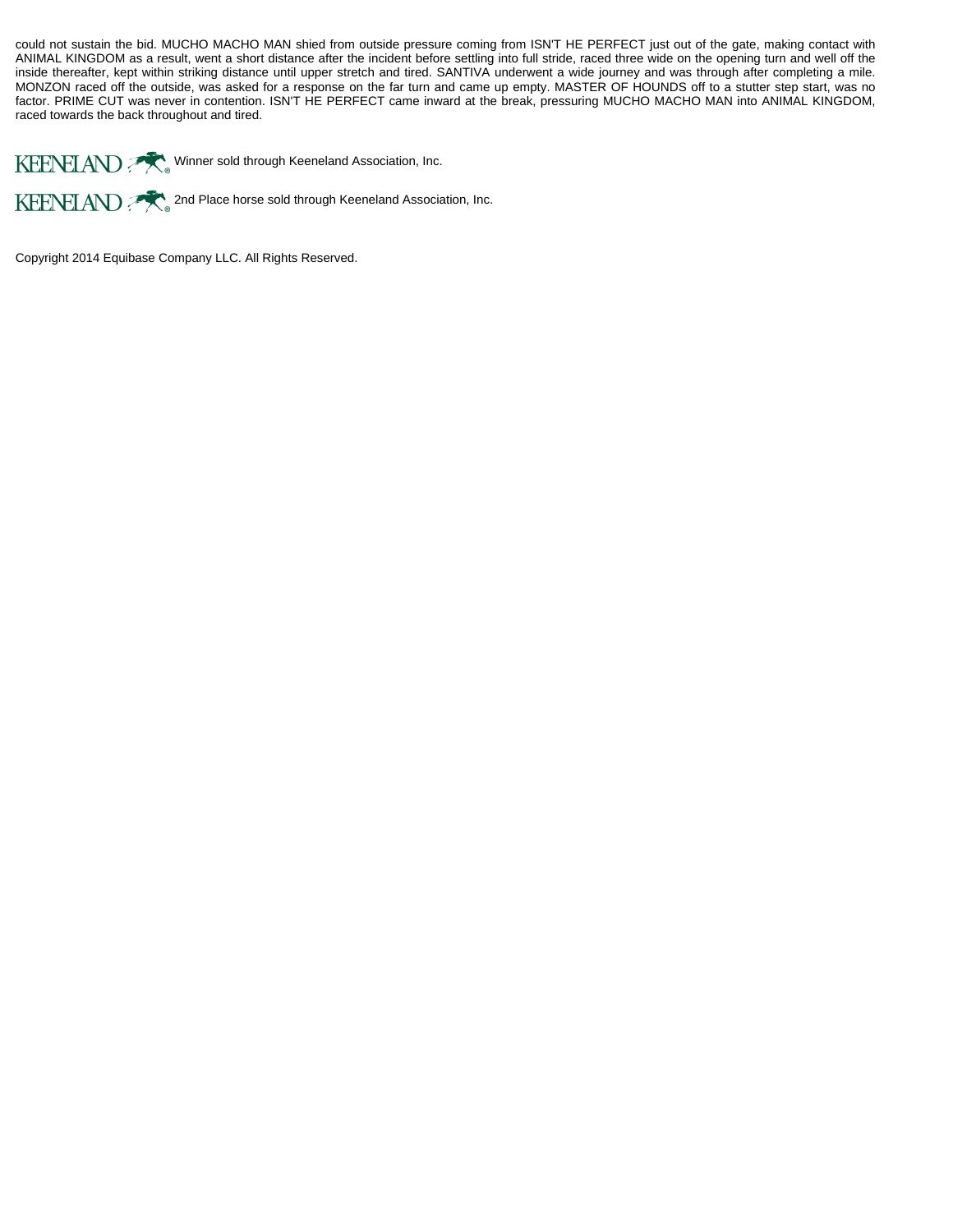could not sustain the bid. MUCHO MACHO MAN shied from outside pressure coming from ISN'T HE PERFECT just out of the gate, making contact with ANIMAL KINGDOM as a result, went a short distance after the incident before settling into full stride, raced three wide on the opening turn and well off the inside thereafter, kept within striking distance until upper stretch and tired. SANTIVA underwent a wide journey and was through after completing a mile. MONZON raced off the outside, was asked for a response on the far turn and came up empty. MASTER OF HOUNDS off to a stutter step start, was no factor. PRIME CUT was never in contention. ISN'T HE PERFECT came inward at the break, pressuring MUCHO MACHO MAN into ANIMAL KINGDOM, raced towards the back throughout and tired.

KEENELAND Winner sold through Keeneland Association, Inc.

KEENELAND 2nd Place horse sold through Keeneland Association, Inc.

Copyright 2014 Equibase Company LLC. All Rights Reserved.